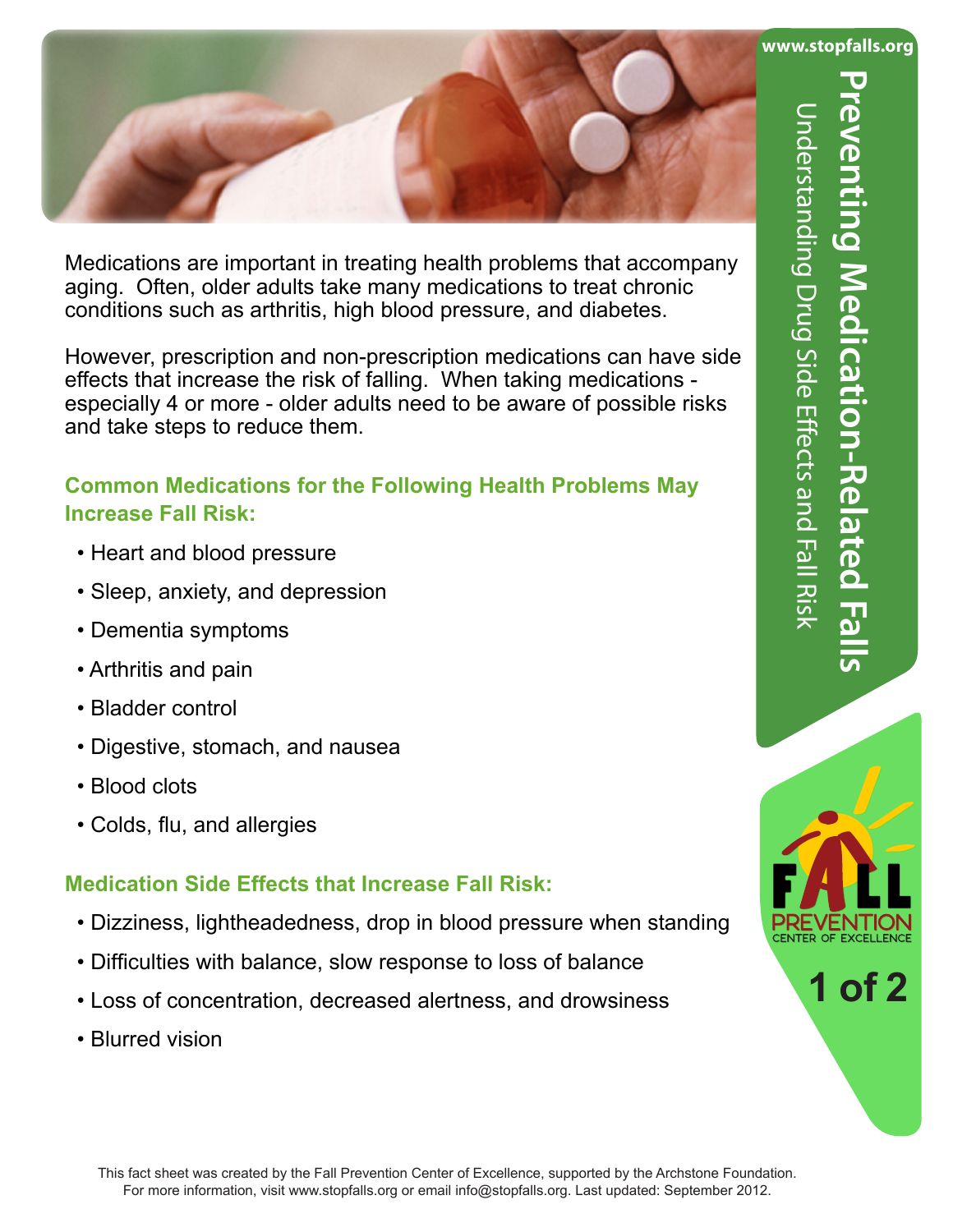# Preventing Medication-Related Falls

## Understanding Drug Side Effects and Fall Risk

Medications are important in treating health problems that accompany aging. Often, older adults take many medications to treat chronic conditions such as arthritis, high blood pressure, and diabetes.

However, prescription and non-prescription medications can have side effects that increase the risk of falling. When taking medications - especially 4 or more - older adults need to be aware of possible risks and take steps to reduce them.

### Common Medications for the Following Health Problems May Increase Fall Risk:

- Heart and blood pressure
- Sleep, anxiety, and depression
- Dementia symptoms
- Arthritis and pain
- Bladder control
- Digestive, stomach, and nausea
- Blood clots
- Colds, flu, and allergies

### Medication Side Effects that Increase Fall Risk:

- Dizziness, lightheadedness, drop in blood pressure when standing
- Difficulties with balance, slow response to loss of balance
- Loss of concentration, decreased alertness, and drowsiness
- Blurred vision

This fact sheet was created by the Fall Prevention Center of Excellence, supported by the Archstone Foundation. For more information, visit www.stopfalls.org or email info@stopfalls.org. Last updated: September 2012.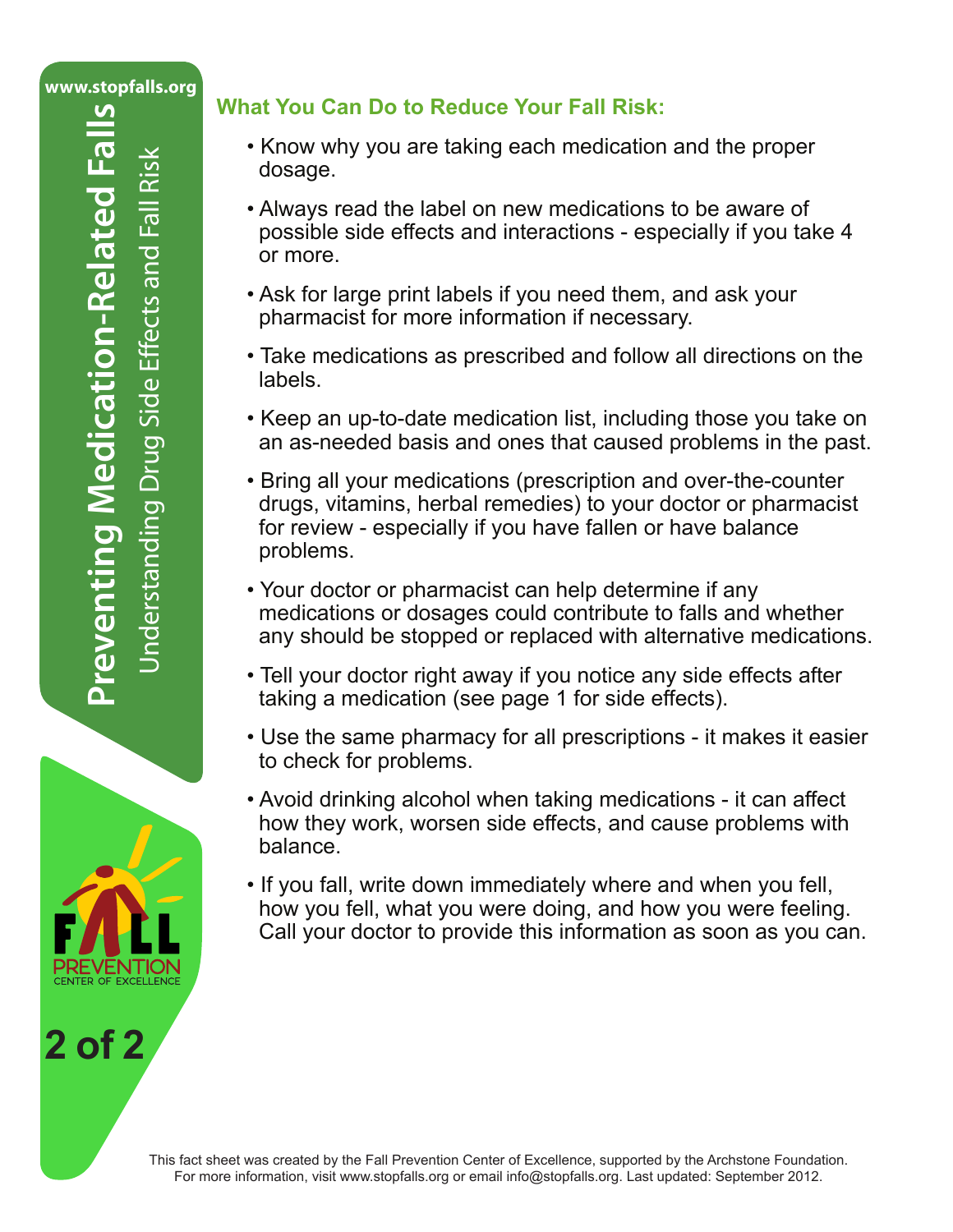www.stopfalls.org

# Preventing Medication-Related Falls

## Understanding Drug Side Effects and Fall Risk

### What You Can Do to Reduce Your Fall Risk:

- Know why you are taking each medication and the proper dosage.
- Always read the label on new medications to be aware of possible side effects and interactions - especially if you take 4 or more.
- Ask for large print labels if you need them, and ask your pharmacist for more information if necessary.
- Take medications as prescribed and follow all directions on the labels.
- Keep an up-to-date medication list, including those you take on an as-needed basis and ones that caused problems in the past.
- Bring all your medications (prescription and over-the-counter drugs, vitamins, herbal remedies) to your doctor or pharmacist for review - especially if you have fallen or have balance problems.
- Your doctor or pharmacist can help determine if any medications or dosages could contribute to falls and whether any should be stopped or replaced with alternative medications.
- Tell your doctor right away if you notice any side effects after taking a medication (see page 1 for side effects).
- Use the same pharmacy for all prescriptions - it makes it easier to check for problems.
- Avoid drinking alcohol when taking medications - it can affect how they work, worsen side effects, and cause problems with balance.
- If you fall, write down immediately where and when you fell, how you fell, what you were doing, and how you were feeling. Call your doctor to provide this information as soon as you can.

FALL PREVENTION CENTER OF EXCELLENCE

This fact sheet was created by the Fall Prevention Center of Excellence, supported by the Archstone Foundation. For more information, visit www.stopfalls.org or email info@stopfalls.org. Last updated: September 2012.